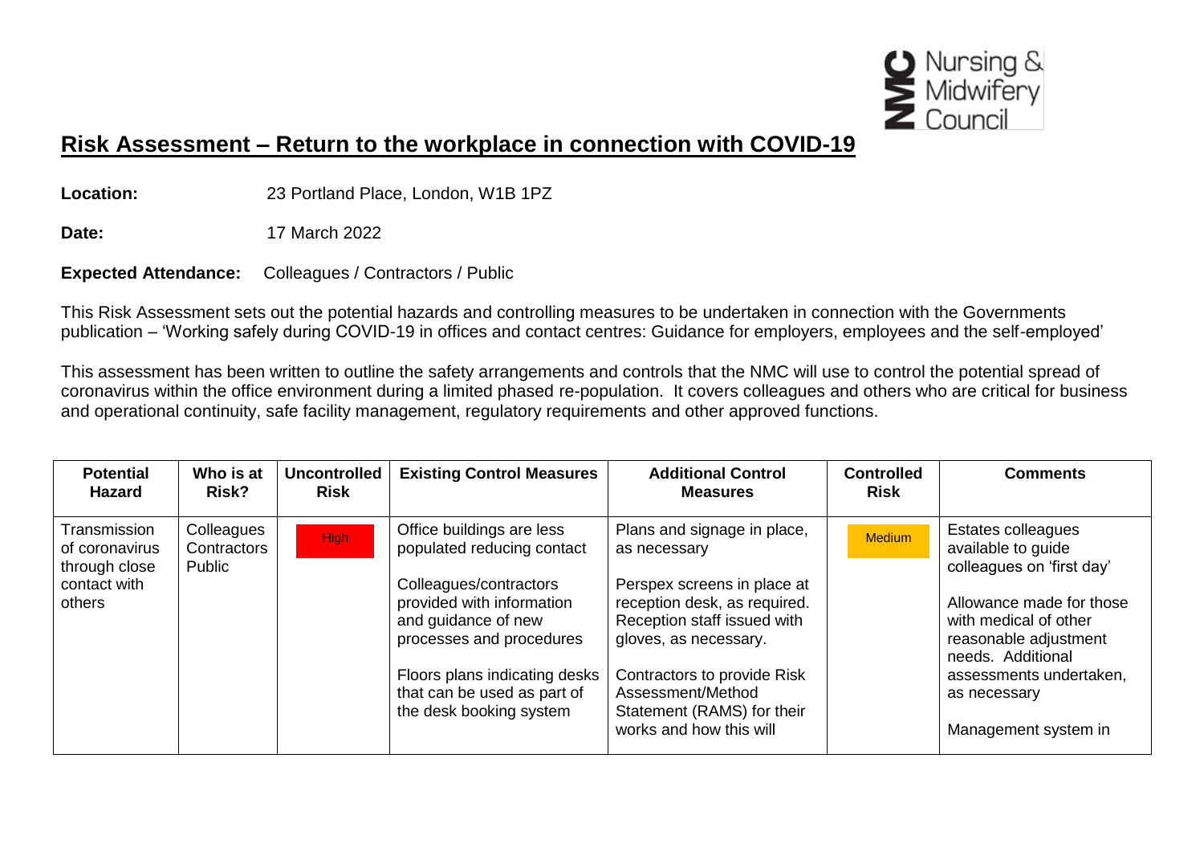# Risk Assessment – Return to the workplace in connection with COVID-19

**Location:** 23 Portland Place, London, W1B 1PZ

**Date:** 17 March 2022

**Expected Attendance:** Colleagues / Contractors / Public

This Risk Assessment sets out the potential hazards and controlling measures to be undertaken in connection with the Governments publication – 'Working safely during COVID-19 in offices and contact centres: Guidance for employers, employees and the self-employed'

This assessment has been written to outline the safety arrangements and controls that the NMC will use to control the potential spread of coronavirus within the office environment during a limited phased re-population. It covers colleagues and others who are critical for business and operational continuity, safe facility management, regulatory requirements and other approved functions.

| Potential Hazard | Who is at Risk? | Uncontrolled Risk | Existing Control Measures | Additional Control Measures | Controlled Risk | Comments |
|---|---|---|---|---|---|---|
| Transmission of coronavirus through close contact with others | Colleagues Contractors Public | High | Office buildings are less populated reducing contact<br><br>Colleagues/contractors provided with information and guidance of new processes and procedures<br><br>Floors plans indicating desks that can be used as part of the desk booking system | Plans and signage in place, as necessary<br><br>Perspex screens in place at reception desk, as required. Reception staff issued with gloves, as necessary.<br><br>Contractors to provide Risk Assessment/Method Statement (RAMS) for their works and how this will | Medium | Estates colleagues available to guide colleagues on 'first day'<br><br>Allowance made for those with medical of other reasonable adjustment needs. Additional assessments undertaken, as necessary<br><br>Management system in |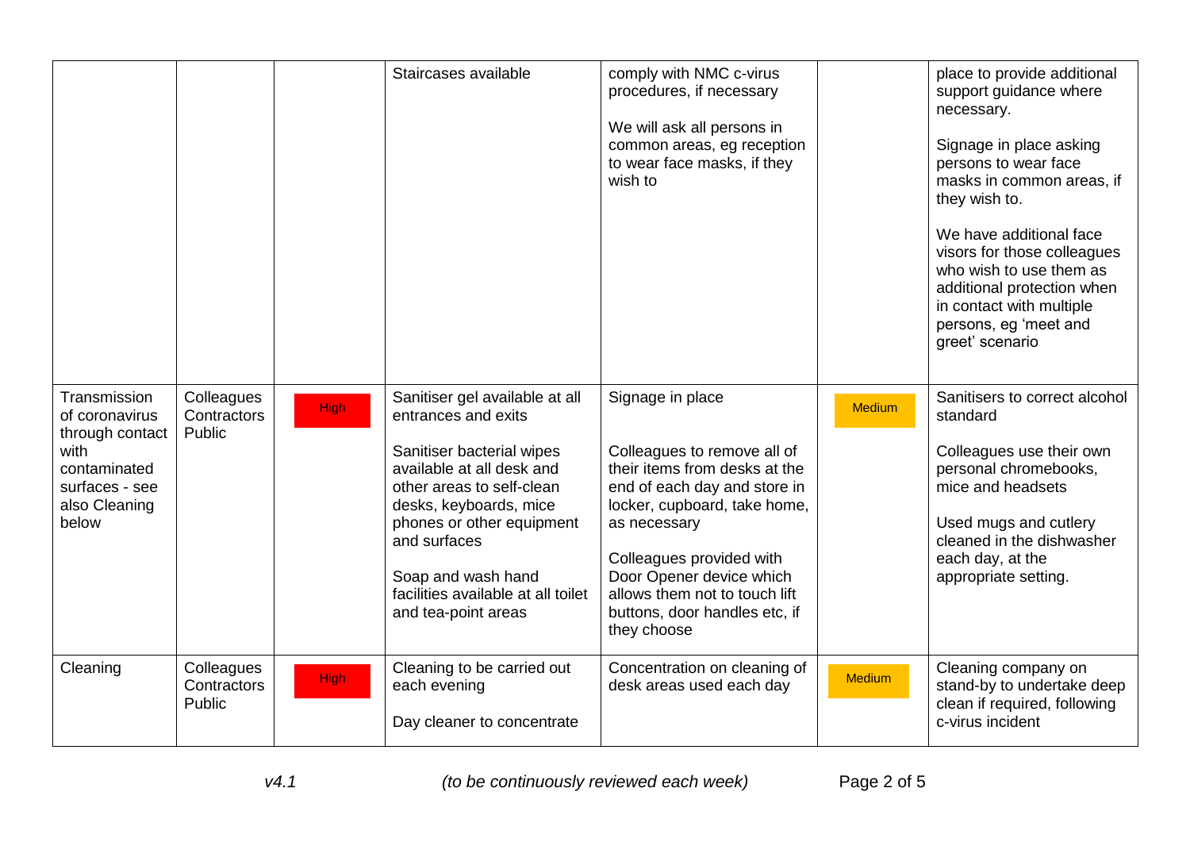| | | | | | | |
|---|---|---|---|---|---|---|
| | | | Staircases available | comply with NMC c-virus procedures, if necessary<br><br>We will ask all persons in common areas, eg reception to wear face masks, if they wish to | | place to provide additional support guidance where necessary.<br><br>Signage in place asking persons to wear face masks in common areas, if they wish to.<br><br>We have additional face visors for those colleagues who wish to use them as additional protection when in contact with multiple persons, eg 'meet and greet' scenario |
| Transmission of coronavirus through contact with contaminated surfaces - see also Cleaning below | Colleagues<br>Contractors<br>Public | High | Sanitiser gel available at all entrances and exits<br><br>Sanitiser bacterial wipes available at all desk and other areas to self-clean desks, keyboards, mice phones or other equipment and surfaces<br><br>Soap and wash hand facilities available at all toilet and tea-point areas | Signage in place<br><br>Colleagues to remove all of their items from desks at the end of each day and store in locker, cupboard, take home, as necessary<br><br>Colleagues provided with Door Opener device which allows them not to touch lift buttons, door handles etc, if they choose | Medium | Sanitisers to correct alcohol standard<br><br>Colleagues use their own personal chromebooks, mice and headsets<br><br>Used mugs and cutlery cleaned in the dishwasher each day, at the appropriate setting. |
| Cleaning | Colleagues<br>Contractors<br>Public | High | Cleaning to be carried out each evening<br><br>Day cleaner to concentrate | Concentration on cleaning of desk areas used each day | Medium | Cleaning company on stand-by to undertake deep clean if required, following c-virus incident |

*v4.1* *(to be continuously reviewed each week)*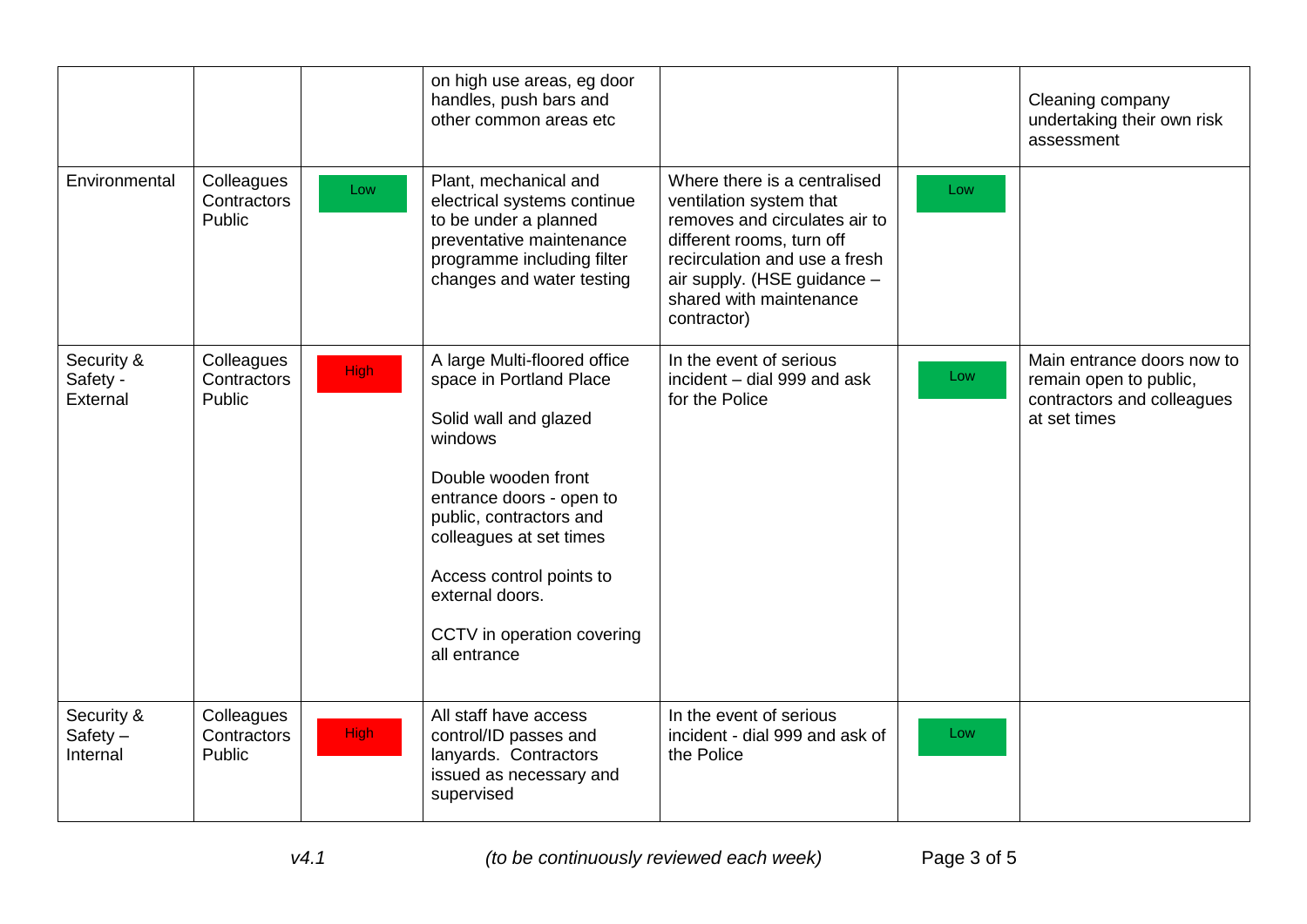| | | | | | | |
|---|---|---|---|---|---|---|
| | | | on high use areas, eg door handles, push bars and other common areas etc | | | Cleaning company undertaking their own risk assessment |
| Environmental | Colleagues Contractors Public | Low | Plant, mechanical and electrical systems continue to be under a planned preventative maintenance programme including filter changes and water testing | Where there is a centralised ventilation system that removes and circulates air to different rooms, turn off recirculation and use a fresh air supply. (HSE guidance – shared with maintenance contractor) | Low | |
| Security & Safety - External | Colleagues Contractors Public | High | A large Multi-floored office space in Portland Place<br><br>Solid wall and glazed windows<br><br>Double wooden front entrance doors - open to public, contractors and colleagues at set times<br><br>Access control points to external doors.<br><br>CCTV in operation covering all entrance | In the event of serious incident – dial 999 and ask for the Police | Low | Main entrance doors now to remain open to public, contractors and colleagues at set times |
| Security & Safety – Internal | Colleagues Contractors Public | High | All staff have access control/ID passes and lanyards. Contractors issued as necessary and supervised | In the event of serious incident - dial 999 and ask of the Police | Low | |

*v4.1* *(to be continuously reviewed each week)*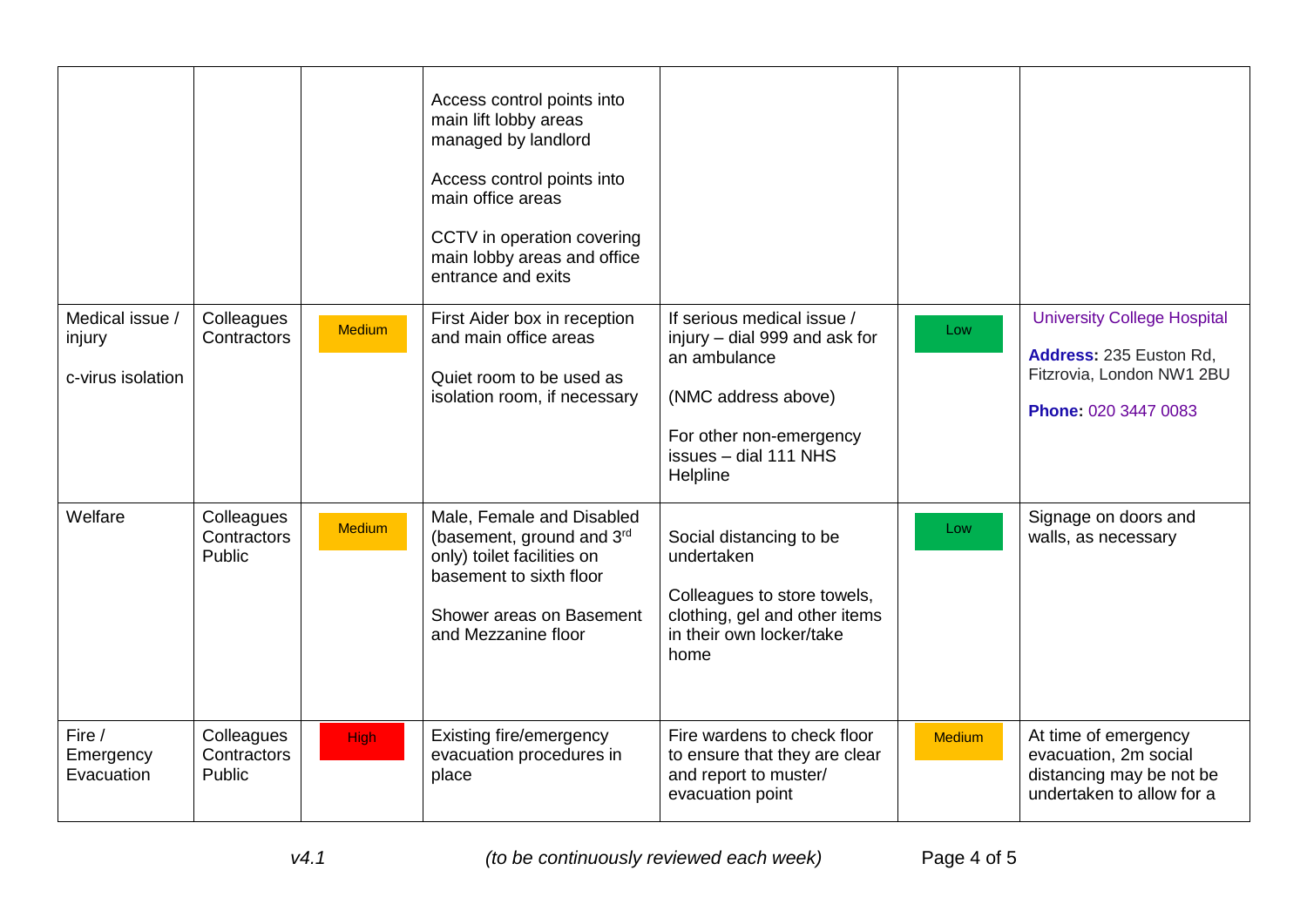| | | | | | | |
|---|---|---|---|---|---|---|
| | | | Access control points into main lift lobby areas managed by landlord<br><br>Access control points into main office areas<br><br>CCTV in operation covering main lobby areas and office entrance and exits | | | |
| Medical issue / injury<br><br>c-virus isolation | Colleagues Contractors | Medium | First Aider box in reception and main office areas<br><br>Quiet room to be used as isolation room, if necessary | If serious medical issue / injury – dial 999 and ask for an ambulance<br><br>(NMC address above)<br><br>For other non-emergency issues – dial 111 NHS Helpline | Low | University College Hospital<br><br>**Address:** 235 Euston Rd, Fitzrovia, London NW1 2BU<br><br>**Phone:** 020 3447 0083 |
| Welfare | Colleagues Contractors Public | Medium | Male, Female and Disabled (basement, ground and 3rd only) toilet facilities on basement to sixth floor<br><br>Shower areas on Basement and Mezzanine floor | Social distancing to be undertaken<br><br>Colleagues to store towels, clothing, gel and other items in their own locker/take home | Low | Signage on doors and walls, as necessary |
| Fire / Emergency Evacuation | Colleagues Contractors Public | High | Existing fire/emergency evacuation procedures in place | Fire wardens to check floor to ensure that they are clear and report to muster/ evacuation point | Medium | At time of emergency evacuation, 2m social distancing may be not be undertaken to allow for a |

*v4.1* *(to be continuously reviewed each week)*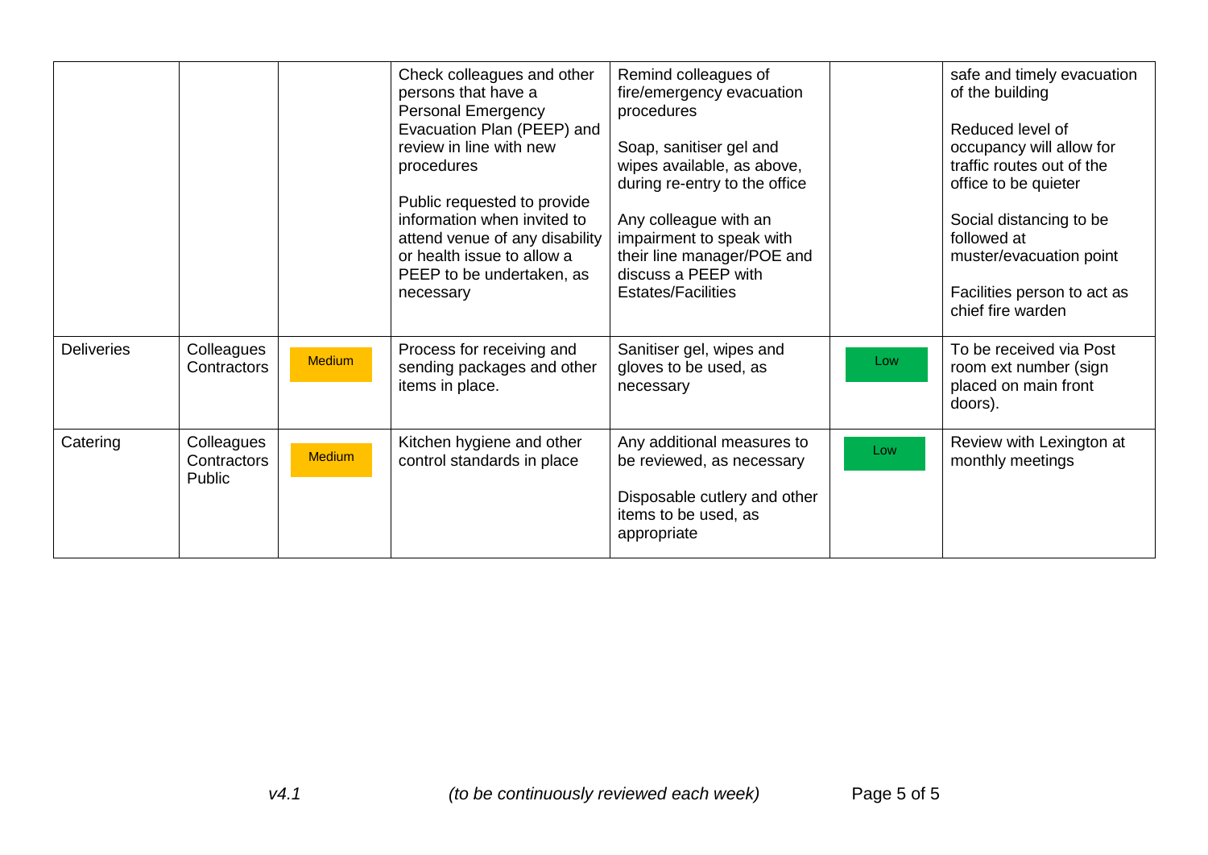| | | | | | | |
|---|---|---|---|---|---|---|
| | | | Check colleagues and other persons that have a Personal Emergency Evacuation Plan (PEEP) and review in line with new procedures<br><br>Public requested to provide information when invited to attend venue of any disability or health issue to allow a PEEP to be undertaken, as necessary | Remind colleagues of fire/emergency evacuation procedures<br><br>Soap, sanitiser gel and wipes available, as above, during re-entry to the office<br><br>Any colleague with an impairment to speak with their line manager/POE and discuss a PEEP with Estates/Facilities | | safe and timely evacuation of the building<br><br>Reduced level of occupancy will allow for traffic routes out of the office to be quieter<br><br>Social distancing to be followed at muster/evacuation point<br><br>Facilities person to act as chief fire warden |
| Deliveries | Colleagues<br>Contractors | Medium | Process for receiving and sending packages and other items in place. | Sanitiser gel, wipes and gloves to be used, as necessary | Low | To be received via Post room ext number (sign placed on main front doors). |
| Catering | Colleagues<br>Contractors<br>Public | Medium | Kitchen hygiene and other control standards in place | Any additional measures to be reviewed, as necessary<br><br>Disposable cutlery and other items to be used, as appropriate | Low | Review with Lexington at monthly meetings |

*v4.1* *(to be continuously reviewed each week)*